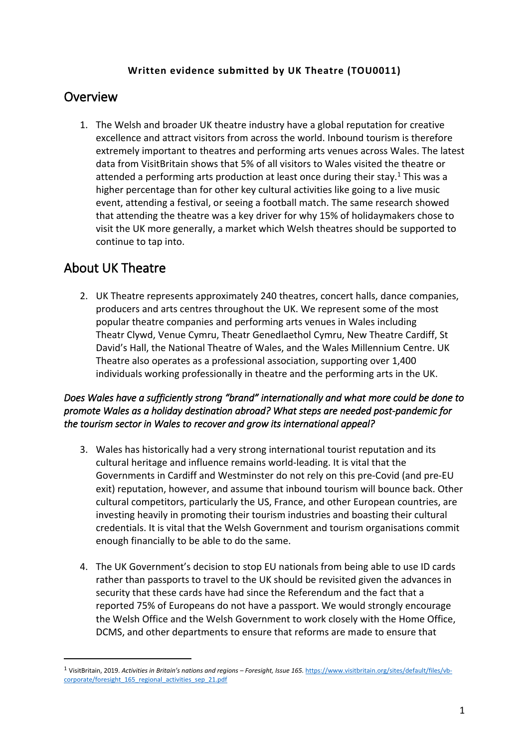**Written evidence submitted by UK Theatre (TOU0011)**

## Overview

1. The Welsh and broader UK theatre industry have a global reputation for creative excellence and attract visitors from across the world. Inbound tourism is therefore extremely important to theatres and performing arts venues across Wales. The latest data from VisitBritain shows that 5% of all visitors to Wales visited the theatre or attended a performing arts production at least once during their stay.[1] This was a higher percentage than for other key cultural activities like going to a live music event, attending a festival, or seeing a football match. The same research showed that attending the theatre was a key driver for why 15% of holidaymakers chose to visit the UK more generally, a market which Welsh theatres should be supported to continue to tap into.

## About UK Theatre

2. UK Theatre represents approximately 240 theatres, concert halls, dance companies, producers and arts centres throughout the UK. We represent some of the most popular theatre companies and performing arts venues in Wales including Theatr Clwyd, Venue Cymru, Theatr Genedlaethol Cymru, New Theatre Cardiff, St David's Hall, the National Theatre of Wales, and the Wales Millennium Centre. UK Theatre also operates as a professional association, supporting over 1,400 individuals working professionally in theatre and the performing arts in the UK.

### *Does Wales have a sufficiently strong "brand" internationally and what more could be done to promote Wales as a holiday destination abroad? What steps are needed post-pandemic for the tourism sector in Wales to recover and grow its international appeal?*

3. Wales has historically had a very strong international tourist reputation and its cultural heritage and influence remains world-leading. It is vital that the Governments in Cardiff and Westminster do not rely on this pre-Covid (and pre-EU exit) reputation, however, and assume that inbound tourism will bounce back. Other cultural competitors, particularly the US, France, and other European countries, are investing heavily in promoting their tourism industries and boasting their cultural credentials. It is vital that the Welsh Government and tourism organisations commit enough financially to be able to do the same.

4. The UK Government's decision to stop EU nationals from being able to use ID cards rather than passports to travel to the UK should be revisited given the advances in security that these cards have had since the Referendum and the fact that a reported 75% of Europeans do not have a passport. We would strongly encourage the Welsh Office and the Welsh Government to work closely with the Home Office, DCMS, and other departments to ensure that reforms are made to ensure that

---

[1] VisitBritain, 2019. *Activities in Britain's nations and regions – Foresight, Issue 165.* https://www.visitbritain.org/sites/default/files/vb-corporate/foresight_165_regional_activities_sep_21.pdf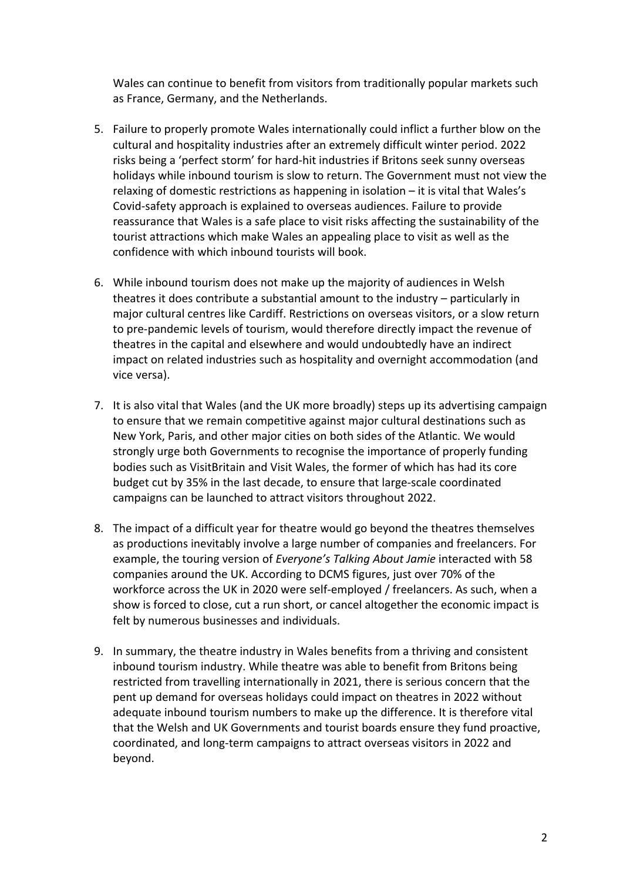Wales can continue to benefit from visitors from traditionally popular markets such as France, Germany, and the Netherlands.

5. Failure to properly promote Wales internationally could inflict a further blow on the cultural and hospitality industries after an extremely difficult winter period. 2022 risks being a 'perfect storm' for hard-hit industries if Britons seek sunny overseas holidays while inbound tourism is slow to return. The Government must not view the relaxing of domestic restrictions as happening in isolation – it is vital that Wales's Covid-safety approach is explained to overseas audiences. Failure to provide reassurance that Wales is a safe place to visit risks affecting the sustainability of the tourist attractions which make Wales an appealing place to visit as well as the confidence with which inbound tourists will book.

6. While inbound tourism does not make up the majority of audiences in Welsh theatres it does contribute a substantial amount to the industry – particularly in major cultural centres like Cardiff. Restrictions on overseas visitors, or a slow return to pre-pandemic levels of tourism, would therefore directly impact the revenue of theatres in the capital and elsewhere and would undoubtedly have an indirect impact on related industries such as hospitality and overnight accommodation (and vice versa).

7. It is also vital that Wales (and the UK more broadly) steps up its advertising campaign to ensure that we remain competitive against major cultural destinations such as New York, Paris, and other major cities on both sides of the Atlantic. We would strongly urge both Governments to recognise the importance of properly funding bodies such as VisitBritain and Visit Wales, the former of which has had its core budget cut by 35% in the last decade, to ensure that large-scale coordinated campaigns can be launched to attract visitors throughout 2022.

8. The impact of a difficult year for theatre would go beyond the theatres themselves as productions inevitably involve a large number of companies and freelancers. For example, the touring version of *Everyone's Talking About Jamie* interacted with 58 companies around the UK. According to DCMS figures, just over 70% of the workforce across the UK in 2020 were self-employed / freelancers. As such, when a show is forced to close, cut a run short, or cancel altogether the economic impact is felt by numerous businesses and individuals.

9. In summary, the theatre industry in Wales benefits from a thriving and consistent inbound tourism industry. While theatre was able to benefit from Britons being restricted from travelling internationally in 2021, there is serious concern that the pent up demand for overseas holidays could impact on theatres in 2022 without adequate inbound tourism numbers to make up the difference. It is therefore vital that the Welsh and UK Governments and tourist boards ensure they fund proactive, coordinated, and long-term campaigns to attract overseas visitors in 2022 and beyond.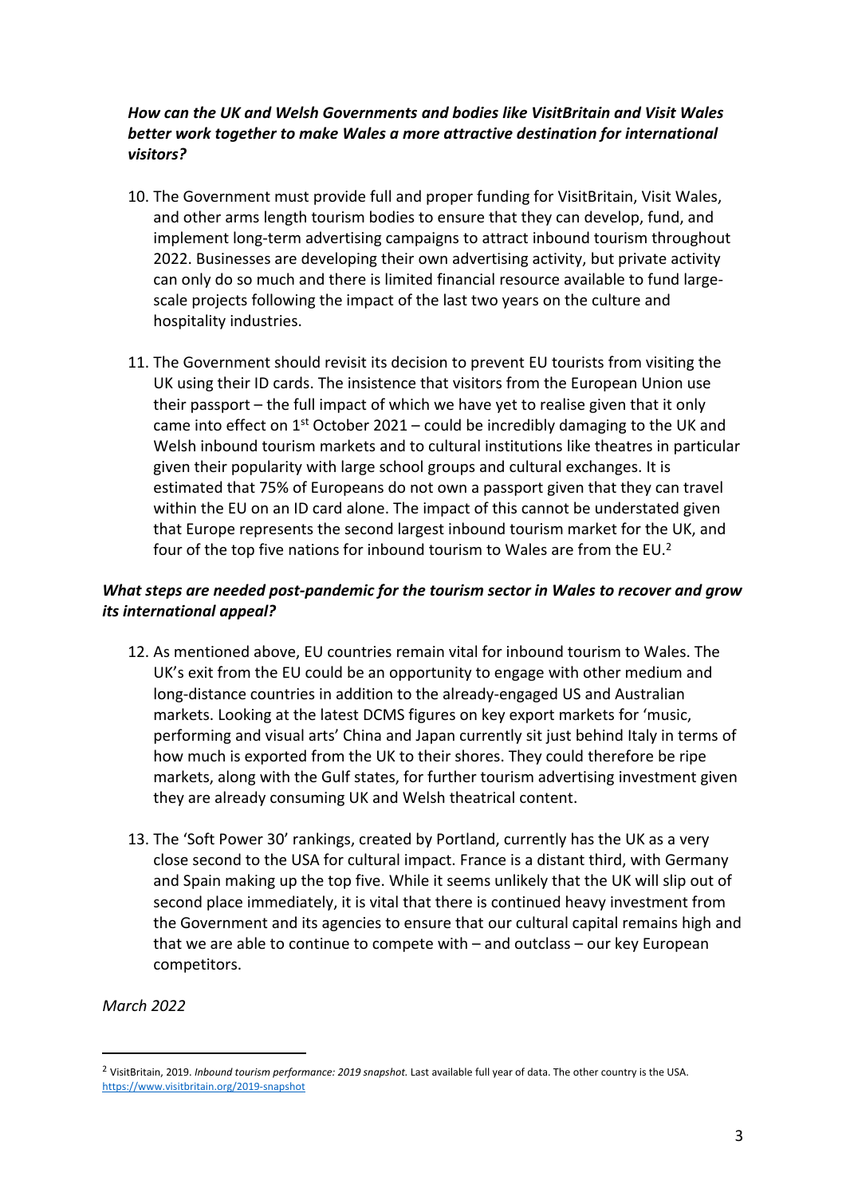***How can the UK and Welsh Governments and bodies like VisitBritain and Visit Wales better work together to make Wales a more attractive destination for international visitors?***

10. The Government must provide full and proper funding for VisitBritain, Visit Wales, and other arms length tourism bodies to ensure that they can develop, fund, and implement long-term advertising campaigns to attract inbound tourism throughout 2022. Businesses are developing their own advertising activity, but private activity can only do so much and there is limited financial resource available to fund large-scale projects following the impact of the last two years on the culture and hospitality industries.

11. The Government should revisit its decision to prevent EU tourists from visiting the UK using their ID cards. The insistence that visitors from the European Union use their passport – the full impact of which we have yet to realise given that it only came into effect on 1st October 2021 – could be incredibly damaging to the UK and Welsh inbound tourism markets and to cultural institutions like theatres in particular given their popularity with large school groups and cultural exchanges. It is estimated that 75% of Europeans do not own a passport given that they can travel within the EU on an ID card alone. The impact of this cannot be understated given that Europe represents the second largest inbound tourism market for the UK, and four of the top five nations for inbound tourism to Wales are from the EU.[2]

***What steps are needed post-pandemic for the tourism sector in Wales to recover and grow its international appeal?***

12. As mentioned above, EU countries remain vital for inbound tourism to Wales. The UK's exit from the EU could be an opportunity to engage with other medium and long-distance countries in addition to the already-engaged US and Australian markets. Looking at the latest DCMS figures on key export markets for 'music, performing and visual arts' China and Japan currently sit just behind Italy in terms of how much is exported from the UK to their shores. They could therefore be ripe markets, along with the Gulf states, for further tourism advertising investment given they are already consuming UK and Welsh theatrical content.

13. The 'Soft Power 30' rankings, created by Portland, currently has the UK as a very close second to the USA for cultural impact. France is a distant third, with Germany and Spain making up the top five. While it seems unlikely that the UK will slip out of second place immediately, it is vital that there is continued heavy investment from the Government and its agencies to ensure that our cultural capital remains high and that we are able to continue to compete with – and outclass – our key European competitors.

*March 2022*

---

[2] VisitBritain, 2019. *Inbound tourism performance: 2019 snapshot.* Last available full year of data. The other country is the USA. https://www.visitbritain.org/2019-snapshot